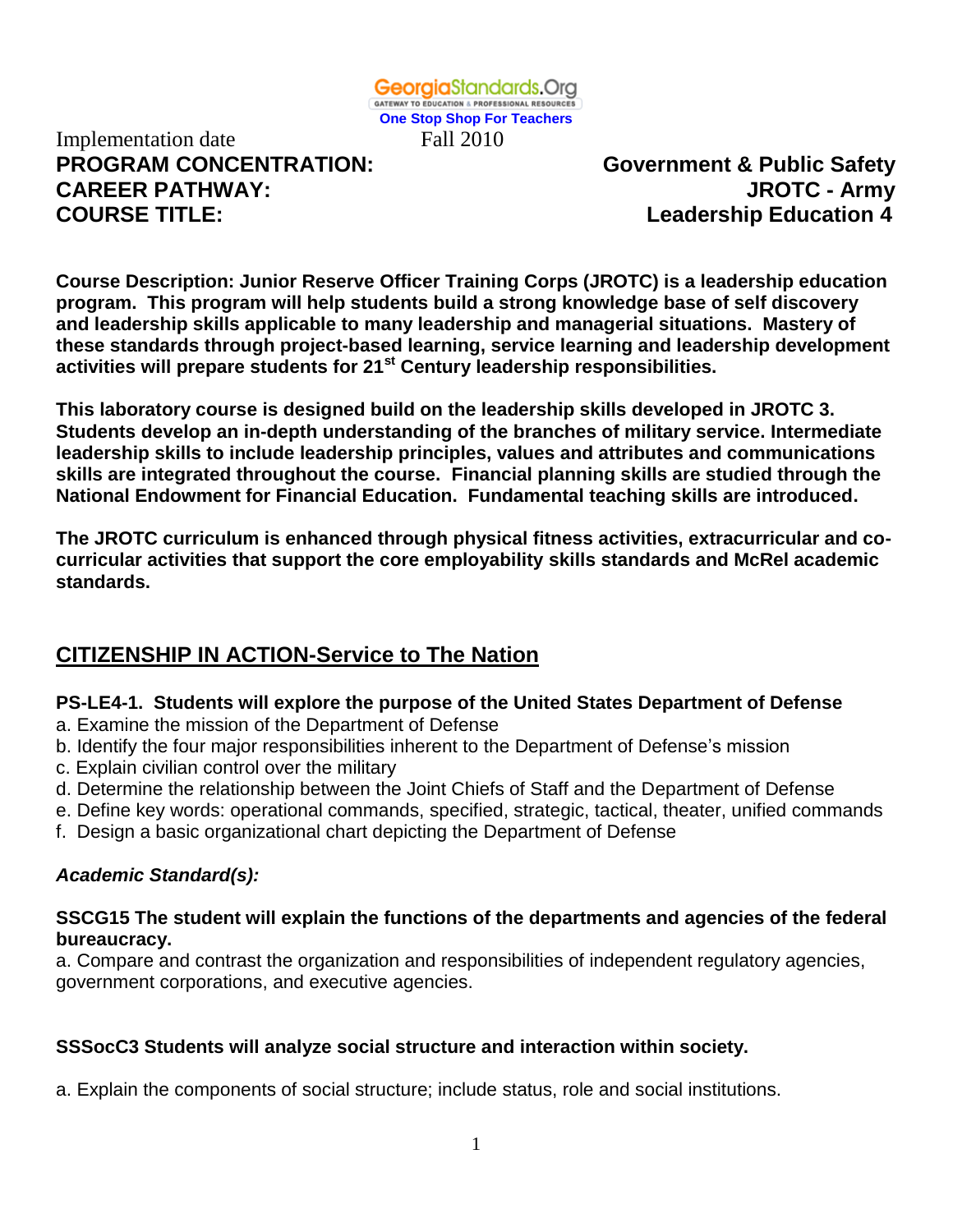GeorgiaStandards.Org
GATEWAY TO EDUCATION & PROFESSIONAL RESOURCES
One Stop Shop For Teachers

Implementation date Fall 2010

**PROGRAM CONCENTRATION: Government & Public Safety**
**CAREER PATHWAY: JROTC - Army**
**COURSE TITLE: Leadership Education 4**

**Course Description: Junior Reserve Officer Training Corps (JROTC) is a leadership education program. This program will help students build a strong knowledge base of self discovery and leadership skills applicable to many leadership and managerial situations. Mastery of these standards through project-based learning, service learning and leadership development activities will prepare students for 21st Century leadership responsibilities.**

**This laboratory course is designed build on the leadership skills developed in JROTC 3. Students develop an in-depth understanding of the branches of military service. Intermediate leadership skills to include leadership principles, values and attributes and communications skills are integrated throughout the course. Financial planning skills are studied through the National Endowment for Financial Education. Fundamental teaching skills are introduced.**

**The JROTC curriculum is enhanced through physical fitness activities, extracurricular and co-curricular activities that support the core employability skills standards and McRel academic standards.**

## CITIZENSHIP IN ACTION-Service to The Nation

**PS-LE4-1. Students will explore the purpose of the United States Department of Defense**

a. Examine the mission of the Department of Defense
b. Identify the four major responsibilities inherent to the Department of Defense's mission
c. Explain civilian control over the military
d. Determine the relationship between the Joint Chiefs of Staff and the Department of Defense
e. Define key words: operational commands, specified, strategic, tactical, theater, unified commands
f. Design a basic organizational chart depicting the Department of Defense

***Academic Standard(s):***

**SSCG15 The student will explain the functions of the departments and agencies of the federal bureaucracy.**

a. Compare and contrast the organization and responsibilities of independent regulatory agencies, government corporations, and executive agencies.

**SSSocC3 Students will analyze social structure and interaction within society.**

a. Explain the components of social structure; include status, role and social institutions.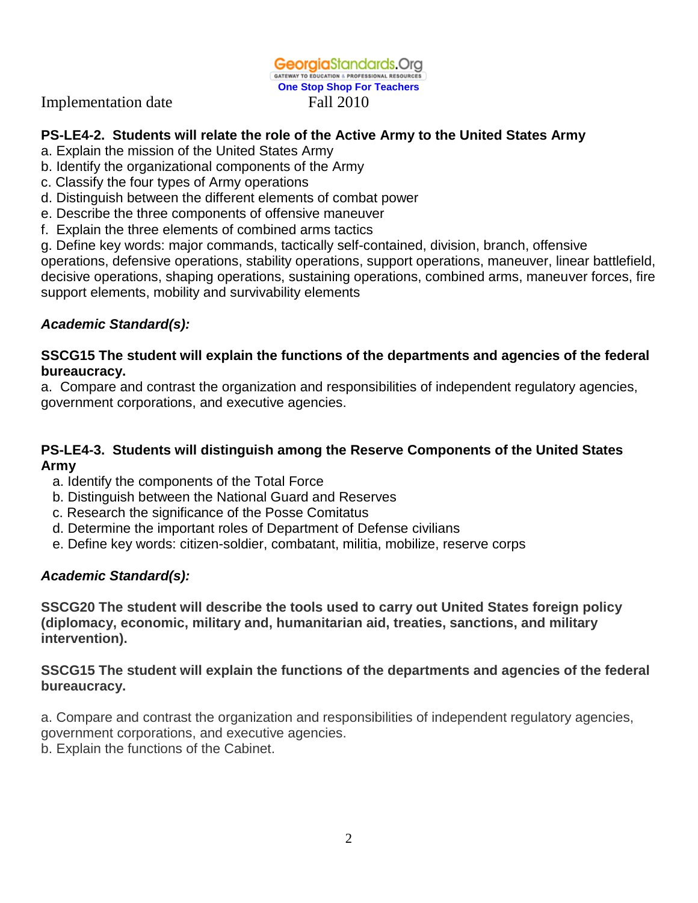Implementation date Fall 2010

**PS-LE4-2. Students will relate the role of the Active Army to the United States Army**

a. Explain the mission of the United States Army
b. Identify the organizational components of the Army
c. Classify the four types of Army operations
d. Distinguish between the different elements of combat power
e. Describe the three components of offensive maneuver
f. Explain the three elements of combined arms tactics
g. Define key words: major commands, tactically self-contained, division, branch, offensive operations, defensive operations, stability operations, support operations, maneuver, linear battlefield, decisive operations, shaping operations, sustaining operations, combined arms, maneuver forces, fire support elements, mobility and survivability elements

***Academic Standard(s):***

**SSCG15 The student will explain the functions of the departments and agencies of the federal bureaucracy.**

a. Compare and contrast the organization and responsibilities of independent regulatory agencies, government corporations, and executive agencies.

**PS-LE4-3. Students will distinguish among the Reserve Components of the United States Army**

a. Identify the components of the Total Force
b. Distinguish between the National Guard and Reserves
c. Research the significance of the Posse Comitatus
d. Determine the important roles of Department of Defense civilians
e. Define key words: citizen-soldier, combatant, militia, mobilize, reserve corps

***Academic Standard(s):***

**SSCG20 The student will describe the tools used to carry out United States foreign policy (diplomacy, economic, military and, humanitarian aid, treaties, sanctions, and military intervention).**

**SSCG15 The student will explain the functions of the departments and agencies of the federal bureaucracy.**

a. Compare and contrast the organization and responsibilities of independent regulatory agencies, government corporations, and executive agencies.
b. Explain the functions of the Cabinet.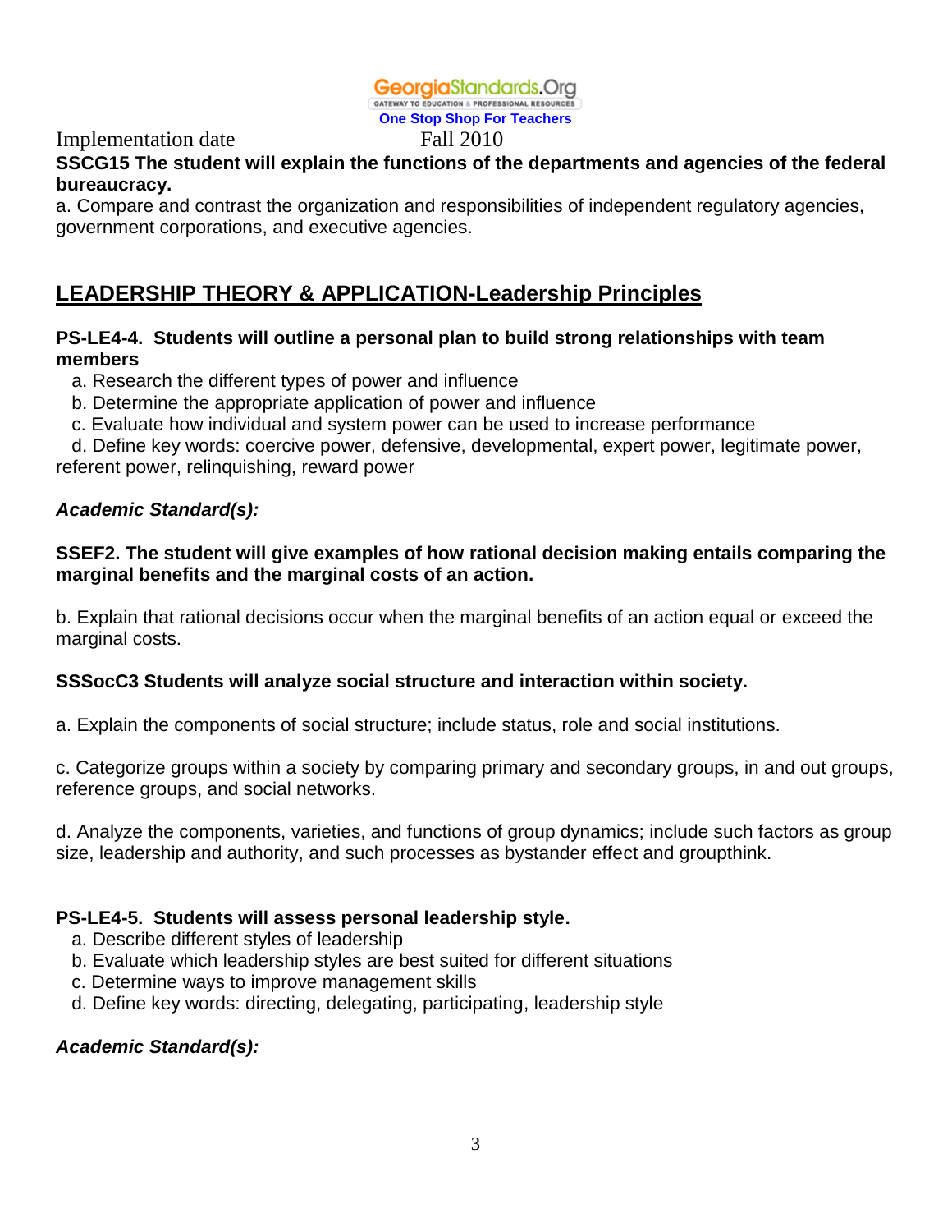Implementation date Fall 2010

**SSCG15 The student will explain the functions of the departments and agencies of the federal bureaucracy.**

a. Compare and contrast the organization and responsibilities of independent regulatory agencies, government corporations, and executive agencies.

## LEADERSHIP THEORY & APPLICATION-Leadership Principles

**PS-LE4-4. Students will outline a personal plan to build strong relationships with team members**

a. Research the different types of power and influence
b. Determine the appropriate application of power and influence
c. Evaluate how individual and system power can be used to increase performance
d. Define key words: coercive power, defensive, developmental, expert power, legitimate power, referent power, relinquishing, reward power

***Academic Standard(s):***

**SSEF2. The student will give examples of how rational decision making entails comparing the marginal benefits and the marginal costs of an action.**

b. Explain that rational decisions occur when the marginal benefits of an action equal or exceed the marginal costs.

**SSSocC3 Students will analyze social structure and interaction within society.**

a. Explain the components of social structure; include status, role and social institutions.

c. Categorize groups within a society by comparing primary and secondary groups, in and out groups, reference groups, and social networks.

d. Analyze the components, varieties, and functions of group dynamics; include such factors as group size, leadership and authority, and such processes as bystander effect and groupthink.

**PS-LE4-5. Students will assess personal leadership style.**

a. Describe different styles of leadership
b. Evaluate which leadership styles are best suited for different situations
c. Determine ways to improve management skills
d. Define key words: directing, delegating, participating, leadership style

***Academic Standard(s):***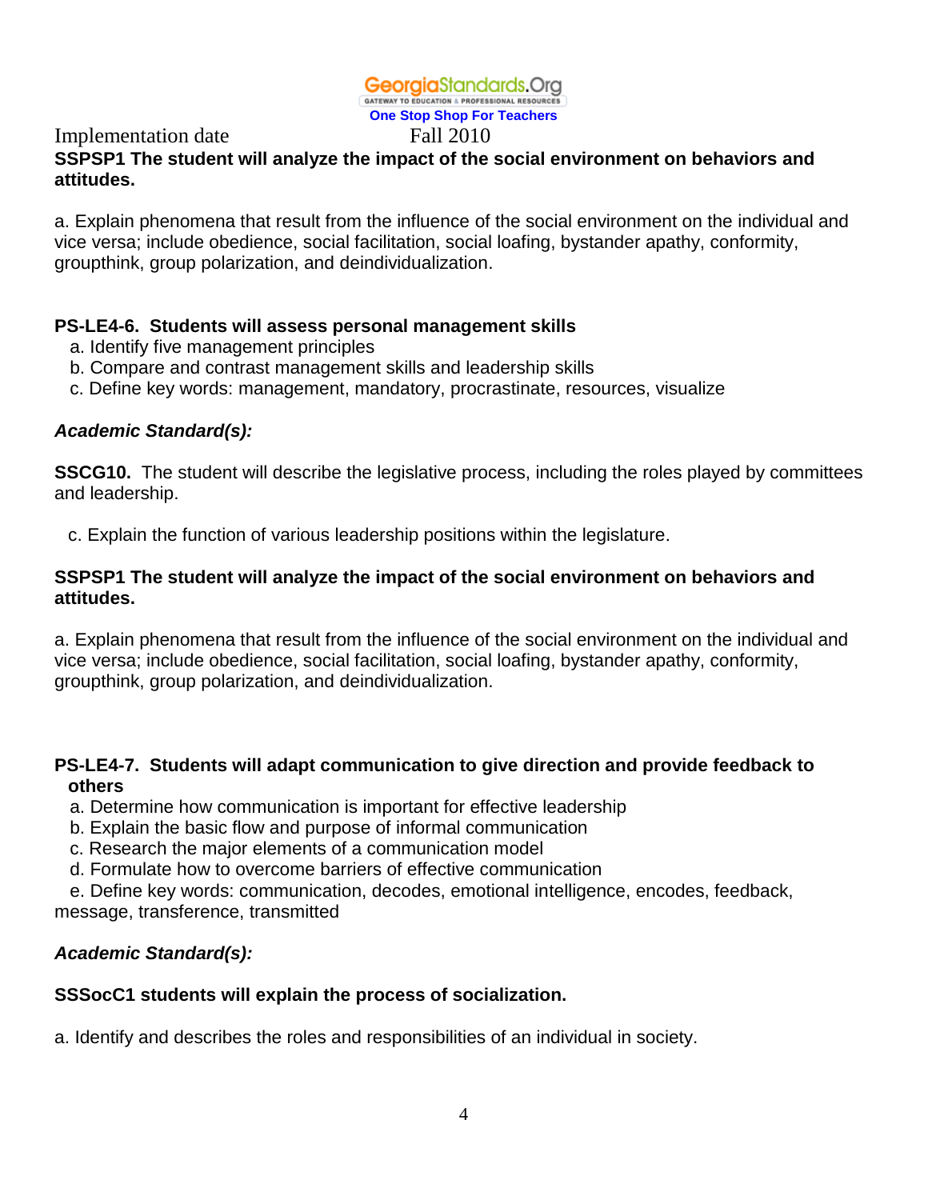Implementation date Fall 2010

**SSPSP1 The student will analyze the impact of the social environment on behaviors and attitudes.**

a. Explain phenomena that result from the influence of the social environment on the individual and vice versa; include obedience, social facilitation, social loafing, bystander apathy, conformity, groupthink, group polarization, and deindividualization.

**PS-LE4-6. Students will assess personal management skills**

a. Identify five management principles
b. Compare and contrast management skills and leadership skills
c. Define key words: management, mandatory, procrastinate, resources, visualize

***Academic Standard(s):***

**SSCG10.** The student will describe the legislative process, including the roles played by committees and leadership.

c. Explain the function of various leadership positions within the legislature.

**SSPSP1 The student will analyze the impact of the social environment on behaviors and attitudes.**

a. Explain phenomena that result from the influence of the social environment on the individual and vice versa; include obedience, social facilitation, social loafing, bystander apathy, conformity, groupthink, group polarization, and deindividualization.

**PS-LE4-7. Students will adapt communication to give direction and provide feedback to others**

a. Determine how communication is important for effective leadership
b. Explain the basic flow and purpose of informal communication
c. Research the major elements of a communication model
d. Formulate how to overcome barriers of effective communication
e. Define key words: communication, decodes, emotional intelligence, encodes, feedback, message, transference, transmitted

***Academic Standard(s):***

**SSSocC1 students will explain the process of socialization.**

a. Identify and describes the roles and responsibilities of an individual in society.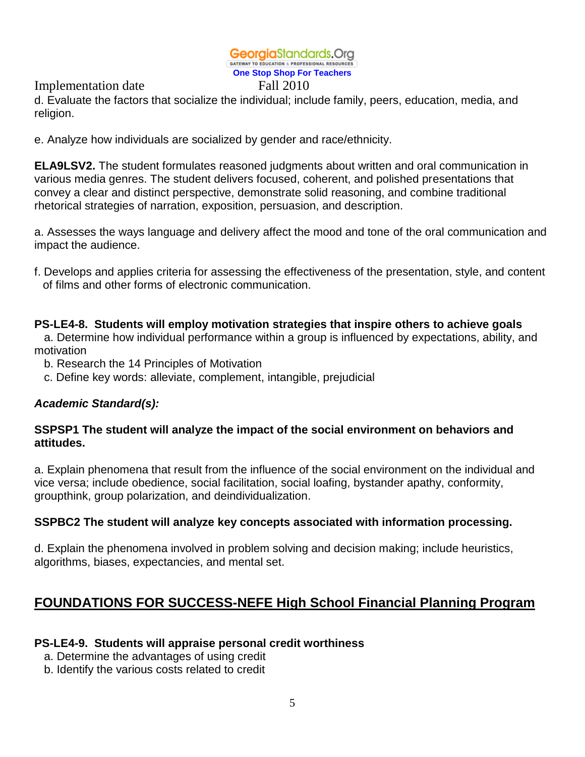Implementation date Fall 2010

d. Evaluate the factors that socialize the individual; include family, peers, education, media, and religion.

e. Analyze how individuals are socialized by gender and race/ethnicity.

**ELA9LSV2.** The student formulates reasoned judgments about written and oral communication in various media genres. The student delivers focused, coherent, and polished presentations that convey a clear and distinct perspective, demonstrate solid reasoning, and combine traditional rhetorical strategies of narration, exposition, persuasion, and description.

a. Assesses the ways language and delivery affect the mood and tone of the oral communication and impact the audience.

f. Develops and applies criteria for assessing the effectiveness of the presentation, style, and content of films and other forms of electronic communication.

**PS-LE4-8. Students will employ motivation strategies that inspire others to achieve goals**

a. Determine how individual performance within a group is influenced by expectations, ability, and motivation

b. Research the 14 Principles of Motivation

c. Define key words: alleviate, complement, intangible, prejudicial

***Academic Standard(s):***

**SSPSP1 The student will analyze the impact of the social environment on behaviors and attitudes.**

a. Explain phenomena that result from the influence of the social environment on the individual and vice versa; include obedience, social facilitation, social loafing, bystander apathy, conformity, groupthink, group polarization, and deindividualization.

**SSPBC2 The student will analyze key concepts associated with information processing.**

d. Explain the phenomena involved in problem solving and decision making; include heuristics, algorithms, biases, expectancies, and mental set.

## FOUNDATIONS FOR SUCCESS-NEFE High School Financial Planning Program

**PS-LE4-9. Students will appraise personal credit worthiness**

a. Determine the advantages of using credit

b. Identify the various costs related to credit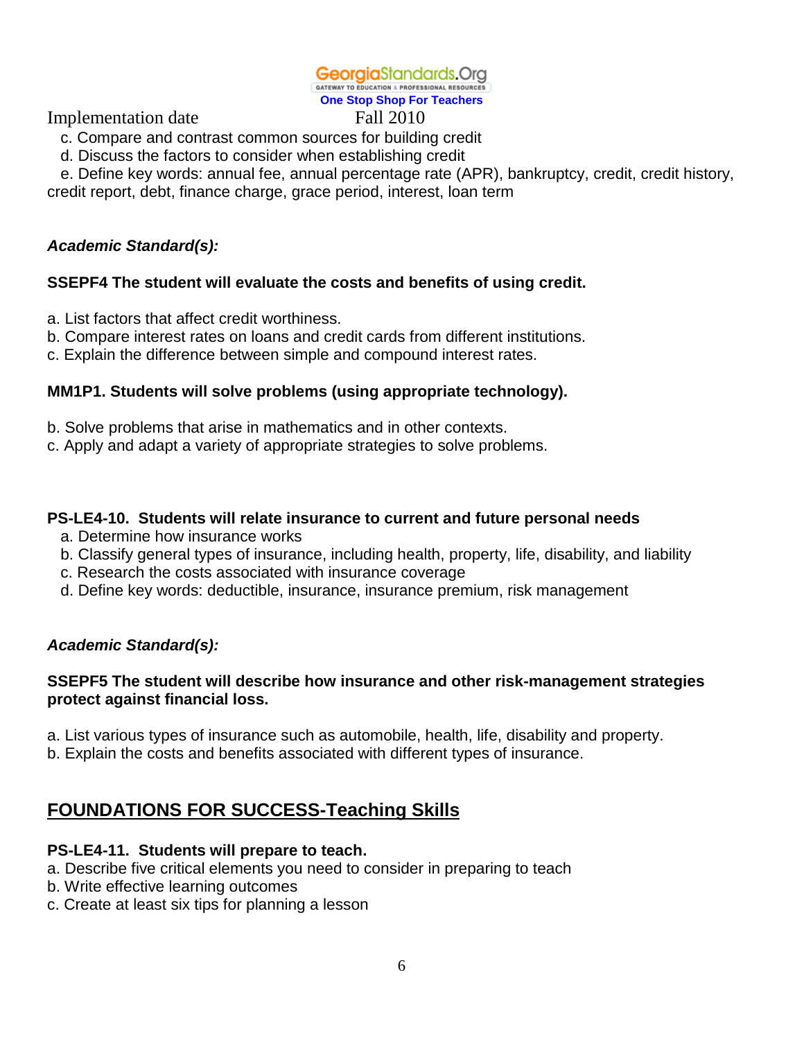Implementation date Fall 2010

c. Compare and contrast common sources for building credit
d. Discuss the factors to consider when establishing credit
e. Define key words: annual fee, annual percentage rate (APR), bankruptcy, credit, credit history, credit report, debt, finance charge, grace period, interest, loan term

***Academic Standard(s):***

**SSEPF4 The student will evaluate the costs and benefits of using credit.**

a. List factors that affect credit worthiness.
b. Compare interest rates on loans and credit cards from different institutions.
c. Explain the difference between simple and compound interest rates.

**MM1P1. Students will solve problems (using appropriate technology).**

b. Solve problems that arise in mathematics and in other contexts.
c. Apply and adapt a variety of appropriate strategies to solve problems.

**PS-LE4-10. Students will relate insurance to current and future personal needs**

a. Determine how insurance works
b. Classify general types of insurance, including health, property, life, disability, and liability
c. Research the costs associated with insurance coverage
d. Define key words: deductible, insurance, insurance premium, risk management

***Academic Standard(s):***

**SSEPF5 The student will describe how insurance and other risk-management strategies protect against financial loss.**

a. List various types of insurance such as automobile, health, life, disability and property.
b. Explain the costs and benefits associated with different types of insurance.

## FOUNDATIONS FOR SUCCESS-Teaching Skills

**PS-LE4-11. Students will prepare to teach.**

a. Describe five critical elements you need to consider in preparing to teach
b. Write effective learning outcomes
c. Create at least six tips for planning a lesson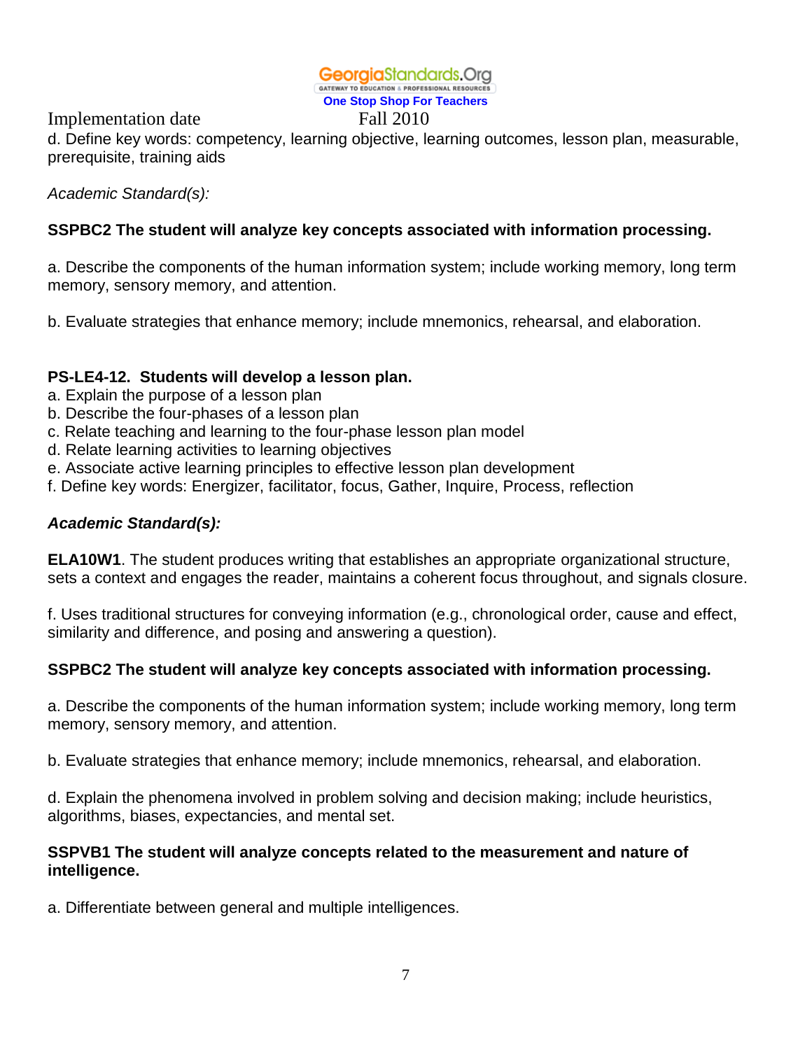Implementation date Fall 2010

d. Define key words: competency, learning objective, learning outcomes, lesson plan, measurable, prerequisite, training aids

*Academic Standard(s):*

**SSPBC2 The student will analyze key concepts associated with information processing.**

a. Describe the components of the human information system; include working memory, long term memory, sensory memory, and attention.

b. Evaluate strategies that enhance memory; include mnemonics, rehearsal, and elaboration.

**PS-LE4-12. Students will develop a lesson plan.**

a. Explain the purpose of a lesson plan
b. Describe the four-phases of a lesson plan
c. Relate teaching and learning to the four-phase lesson plan model
d. Relate learning activities to learning objectives
e. Associate active learning principles to effective lesson plan development
f. Define key words: Energizer, facilitator, focus, Gather, Inquire, Process, reflection

***Academic Standard(s):***

**ELA10W1**. The student produces writing that establishes an appropriate organizational structure, sets a context and engages the reader, maintains a coherent focus throughout, and signals closure.

f. Uses traditional structures for conveying information (e.g., chronological order, cause and effect, similarity and difference, and posing and answering a question).

**SSPBC2 The student will analyze key concepts associated with information processing.**

a. Describe the components of the human information system; include working memory, long term memory, sensory memory, and attention.

b. Evaluate strategies that enhance memory; include mnemonics, rehearsal, and elaboration.

d. Explain the phenomena involved in problem solving and decision making; include heuristics, algorithms, biases, expectancies, and mental set.

**SSPVB1 The student will analyze concepts related to the measurement and nature of intelligence.**

a. Differentiate between general and multiple intelligences.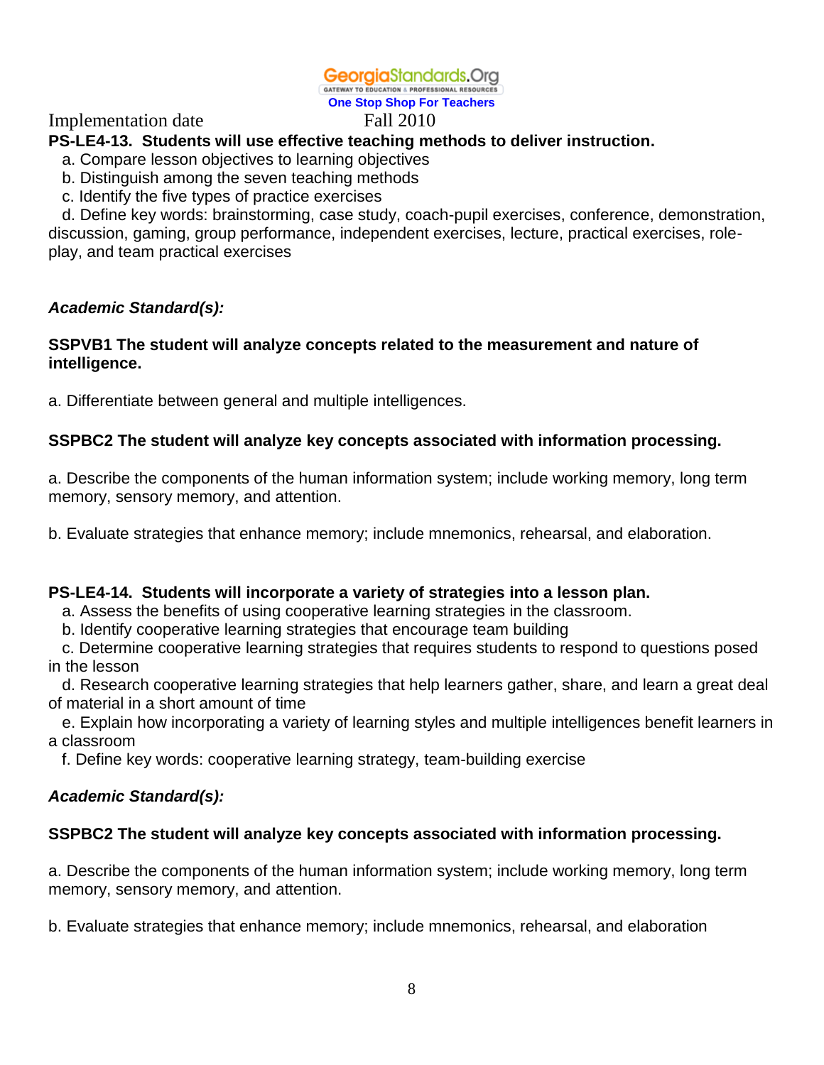Implementation date Fall 2010

**PS-LE4-13. Students will use effective teaching methods to deliver instruction.**

a. Compare lesson objectives to learning objectives
b. Distinguish among the seven teaching methods
c. Identify the five types of practice exercises
d. Define key words: brainstorming, case study, coach-pupil exercises, conference, demonstration, discussion, gaming, group performance, independent exercises, lecture, practical exercises, role-play, and team practical exercises

***Academic Standard(s):***

**SSPVB1 The student will analyze concepts related to the measurement and nature of intelligence.**

a. Differentiate between general and multiple intelligences.

**SSPBC2 The student will analyze key concepts associated with information processing.**

a. Describe the components of the human information system; include working memory, long term memory, sensory memory, and attention.

b. Evaluate strategies that enhance memory; include mnemonics, rehearsal, and elaboration.

**PS-LE4-14. Students will incorporate a variety of strategies into a lesson plan.**

a. Assess the benefits of using cooperative learning strategies in the classroom.
b. Identify cooperative learning strategies that encourage team building
c. Determine cooperative learning strategies that requires students to respond to questions posed in the lesson
d. Research cooperative learning strategies that help learners gather, share, and learn a great deal of material in a short amount of time
e. Explain how incorporating a variety of learning styles and multiple intelligences benefit learners in a classroom
f. Define key words: cooperative learning strategy, team-building exercise

***Academic Standard(s):***

**SSPBC2 The student will analyze key concepts associated with information processing.**

a. Describe the components of the human information system; include working memory, long term memory, sensory memory, and attention.

b. Evaluate strategies that enhance memory; include mnemonics, rehearsal, and elaboration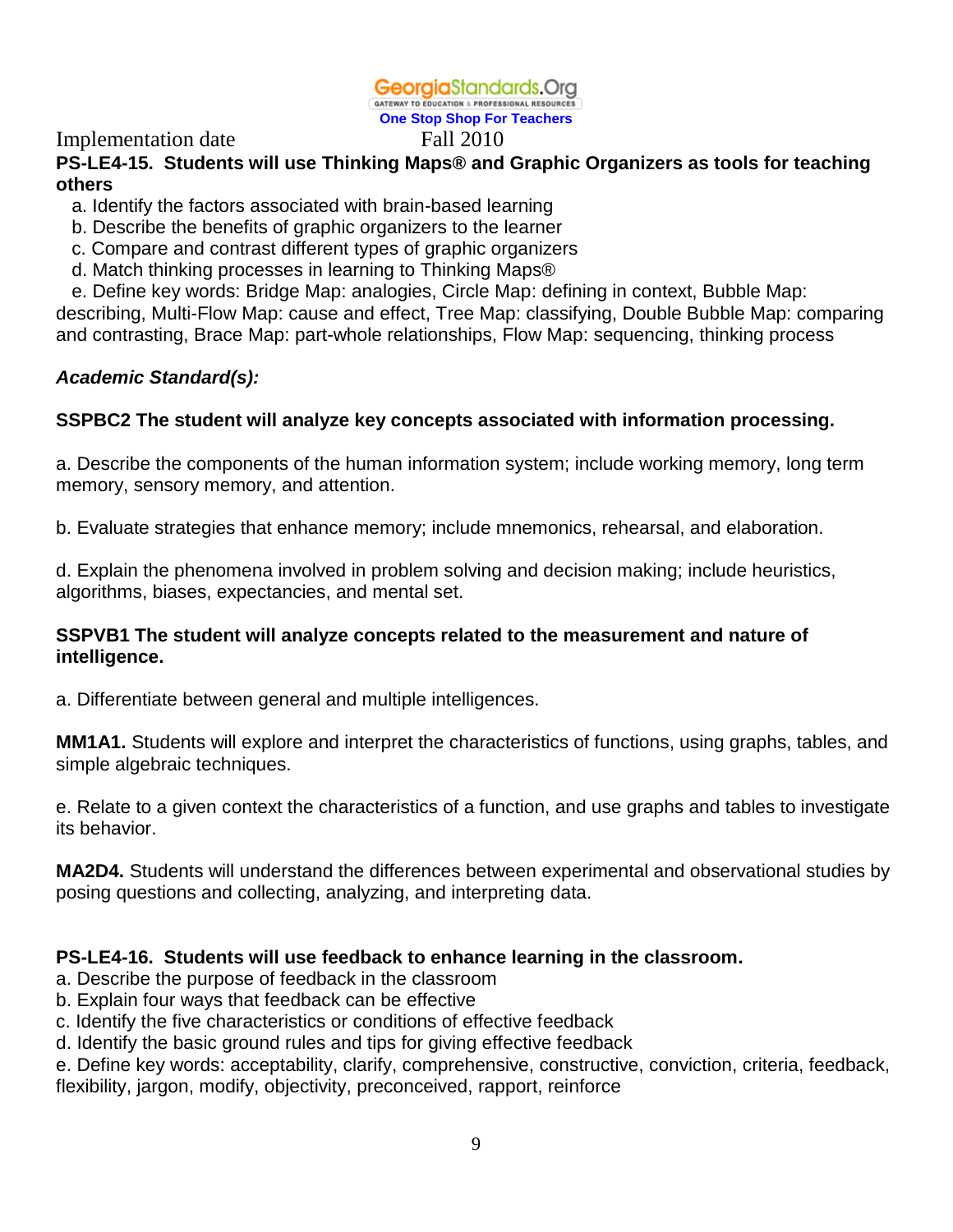Implementation date Fall 2010

**PS-LE4-15. Students will use Thinking Maps® and Graphic Organizers as tools for teaching others**

a. Identify the factors associated with brain-based learning
b. Describe the benefits of graphic organizers to the learner
c. Compare and contrast different types of graphic organizers
d. Match thinking processes in learning to Thinking Maps®
e. Define key words: Bridge Map: analogies, Circle Map: defining in context, Bubble Map: describing, Multi-Flow Map: cause and effect, Tree Map: classifying, Double Bubble Map: comparing and contrasting, Brace Map: part-whole relationships, Flow Map: sequencing, thinking process

***Academic Standard(s):***

**SSPBC2 The student will analyze key concepts associated with information processing.**

a. Describe the components of the human information system; include working memory, long term memory, sensory memory, and attention.

b. Evaluate strategies that enhance memory; include mnemonics, rehearsal, and elaboration.

d. Explain the phenomena involved in problem solving and decision making; include heuristics, algorithms, biases, expectancies, and mental set.

**SSPVB1 The student will analyze concepts related to the measurement and nature of intelligence.**

a. Differentiate between general and multiple intelligences.

**MM1A1.** Students will explore and interpret the characteristics of functions, using graphs, tables, and simple algebraic techniques.

e. Relate to a given context the characteristics of a function, and use graphs and tables to investigate its behavior.

**MA2D4.** Students will understand the differences between experimental and observational studies by posing questions and collecting, analyzing, and interpreting data.

**PS-LE4-16. Students will use feedback to enhance learning in the classroom.**

a. Describe the purpose of feedback in the classroom
b. Explain four ways that feedback can be effective
c. Identify the five characteristics or conditions of effective feedback
d. Identify the basic ground rules and tips for giving effective feedback
e. Define key words: acceptability, clarify, comprehensive, constructive, conviction, criteria, feedback, flexibility, jargon, modify, objectivity, preconceived, rapport, reinforce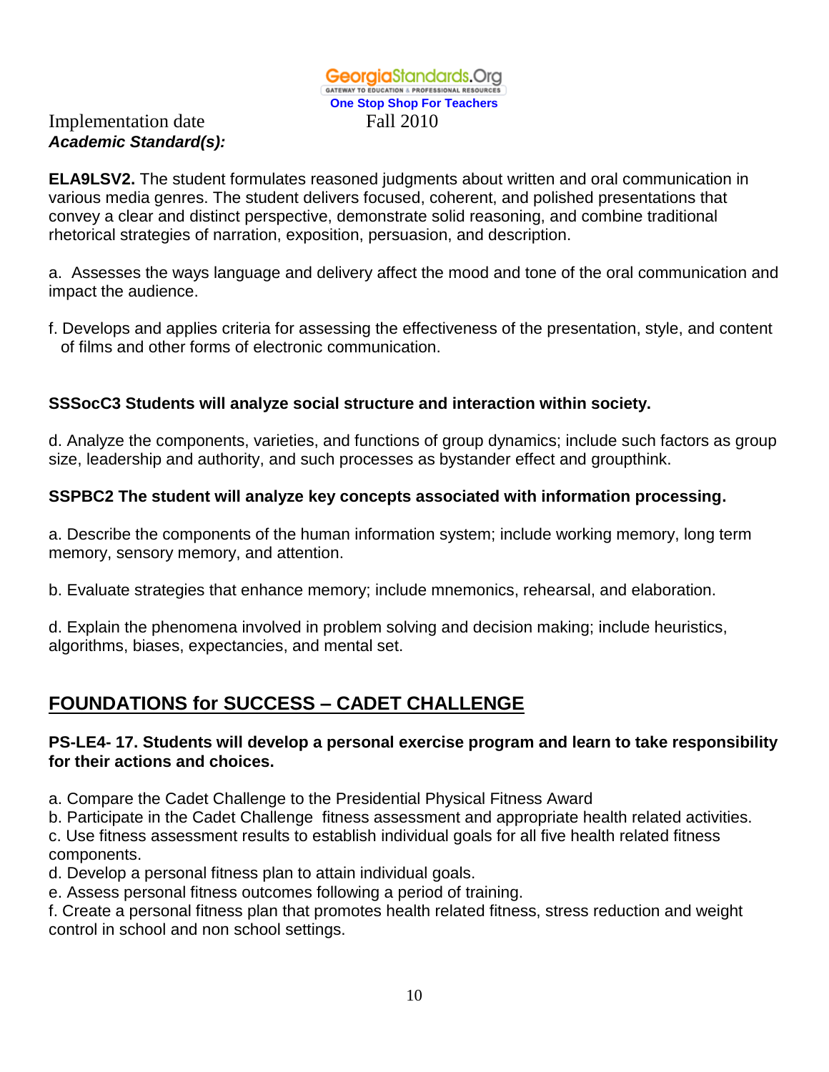Implementation date Fall 2010

***Academic Standard(s):***

**ELA9LSV2.** The student formulates reasoned judgments about written and oral communication in various media genres. The student delivers focused, coherent, and polished presentations that convey a clear and distinct perspective, demonstrate solid reasoning, and combine traditional rhetorical strategies of narration, exposition, persuasion, and description.

a. Assesses the ways language and delivery affect the mood and tone of the oral communication and impact the audience.

f. Develops and applies criteria for assessing the effectiveness of the presentation, style, and content of films and other forms of electronic communication.

**SSSocC3 Students will analyze social structure and interaction within society.**

d. Analyze the components, varieties, and functions of group dynamics; include such factors as group size, leadership and authority, and such processes as bystander effect and groupthink.

**SSPBC2 The student will analyze key concepts associated with information processing.**

a. Describe the components of the human information system; include working memory, long term memory, sensory memory, and attention.

b. Evaluate strategies that enhance memory; include mnemonics, rehearsal, and elaboration.

d. Explain the phenomena involved in problem solving and decision making; include heuristics, algorithms, biases, expectancies, and mental set.

## FOUNDATIONS for SUCCESS – CADET CHALLENGE

**PS-LE4- 17. Students will develop a personal exercise program and learn to take responsibility for their actions and choices.**

a. Compare the Cadet Challenge to the Presidential Physical Fitness Award
b. Participate in the Cadet Challenge fitness assessment and appropriate health related activities.
c. Use fitness assessment results to establish individual goals for all five health related fitness components.
d. Develop a personal fitness plan to attain individual goals.
e. Assess personal fitness outcomes following a period of training.
f. Create a personal fitness plan that promotes health related fitness, stress reduction and weight control in school and non school settings.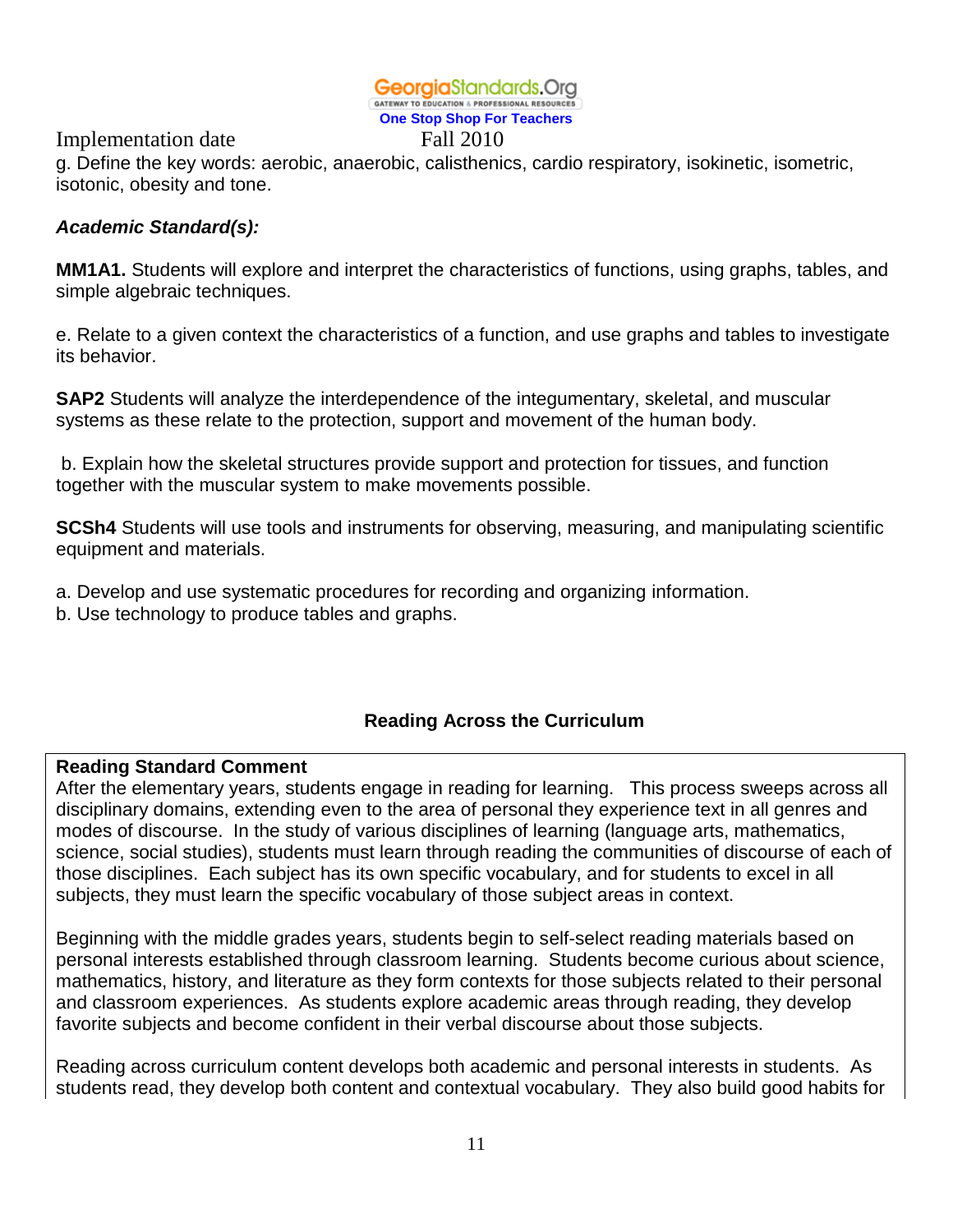Implementation date Fall 2010

g. Define the key words: aerobic, anaerobic, calisthenics, cardio respiratory, isokinetic, isometric, isotonic, obesity and tone.

***Academic Standard(s):***

**MM1A1.** Students will explore and interpret the characteristics of functions, using graphs, tables, and simple algebraic techniques.

e. Relate to a given context the characteristics of a function, and use graphs and tables to investigate its behavior.

**SAP2** Students will analyze the interdependence of the integumentary, skeletal, and muscular systems as these relate to the protection, support and movement of the human body.

b. Explain how the skeletal structures provide support and protection for tissues, and function together with the muscular system to make movements possible.

**SCSh4** Students will use tools and instruments for observing, measuring, and manipulating scientific equipment and materials.

a. Develop and use systematic procedures for recording and organizing information.
b. Use technology to produce tables and graphs.

**Reading Across the Curriculum**

**Reading Standard Comment**

After the elementary years, students engage in reading for learning. This process sweeps across all disciplinary domains, extending even to the area of personal they experience text in all genres and modes of discourse. In the study of various disciplines of learning (language arts, mathematics, science, social studies), students must learn through reading the communities of discourse of each of those disciplines. Each subject has its own specific vocabulary, and for students to excel in all subjects, they must learn the specific vocabulary of those subject areas in context.

Beginning with the middle grades years, students begin to self-select reading materials based on personal interests established through classroom learning. Students become curious about science, mathematics, history, and literature as they form contexts for those subjects related to their personal and classroom experiences. As students explore academic areas through reading, they develop favorite subjects and become confident in their verbal discourse about those subjects.

Reading across curriculum content develops both academic and personal interests in students. As students read, they develop both content and contextual vocabulary. They also build good habits for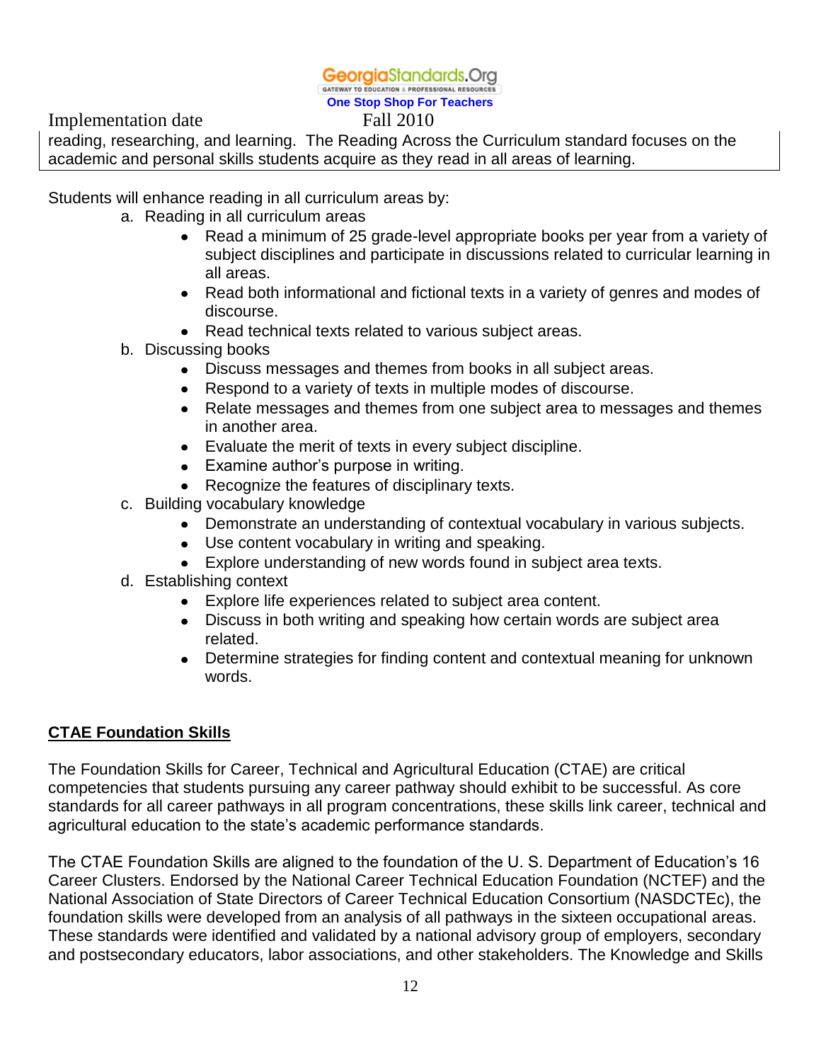reading, researching, and learning. The Reading Across the Curriculum standard focuses on the academic and personal skills students acquire as they read in all areas of learning.

Students will enhance reading in all curriculum areas by:

a. Reading in all curriculum areas
   - Read a minimum of 25 grade-level appropriate books per year from a variety of subject disciplines and participate in discussions related to curricular learning in all areas.
   - Read both informational and fictional texts in a variety of genres and modes of discourse.
   - Read technical texts related to various subject areas.

b. Discussing books
   - Discuss messages and themes from books in all subject areas.
   - Respond to a variety of texts in multiple modes of discourse.
   - Relate messages and themes from one subject area to messages and themes in another area.
   - Evaluate the merit of texts in every subject discipline.
   - Examine author's purpose in writing.
   - Recognize the features of disciplinary texts.

c. Building vocabulary knowledge
   - Demonstrate an understanding of contextual vocabulary in various subjects.
   - Use content vocabulary in writing and speaking.
   - Explore understanding of new words found in subject area texts.

d. Establishing context
   - Explore life experiences related to subject area content.
   - Discuss in both writing and speaking how certain words are subject area related.
   - Determine strategies for finding content and contextual meaning for unknown words.

## CTAE Foundation Skills

The Foundation Skills for Career, Technical and Agricultural Education (CTAE) are critical competencies that students pursuing any career pathway should exhibit to be successful. As core standards for all career pathways in all program concentrations, these skills link career, technical and agricultural education to the state's academic performance standards.

The CTAE Foundation Skills are aligned to the foundation of the U. S. Department of Education's 16 Career Clusters. Endorsed by the National Career Technical Education Foundation (NCTEF) and the National Association of State Directors of Career Technical Education Consortium (NASDCTEc), the foundation skills were developed from an analysis of all pathways in the sixteen occupational areas. These standards were identified and validated by a national advisory group of employers, secondary and postsecondary educators, labor associations, and other stakeholders. The Knowledge and Skills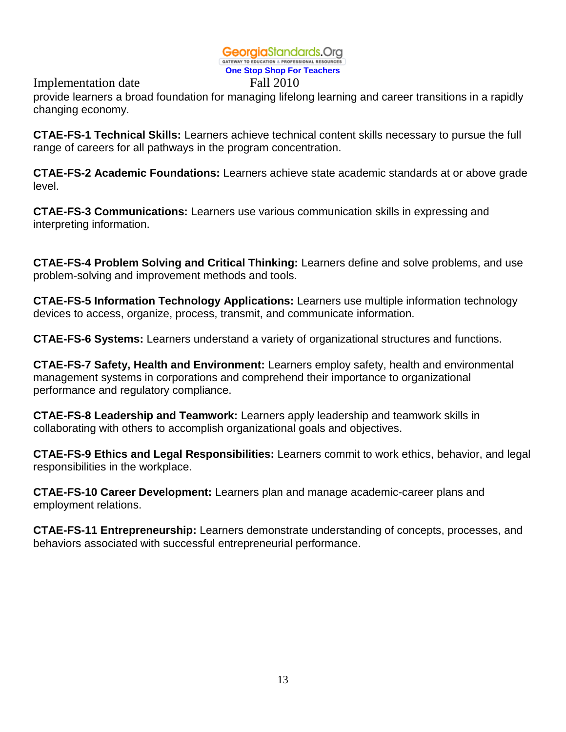Implementation date Fall 2010

provide learners a broad foundation for managing lifelong learning and career transitions in a rapidly changing economy.

**CTAE-FS-1 Technical Skills:** Learners achieve technical content skills necessary to pursue the full range of careers for all pathways in the program concentration.

**CTAE-FS-2 Academic Foundations:** Learners achieve state academic standards at or above grade level.

**CTAE-FS-3 Communications:** Learners use various communication skills in expressing and interpreting information.

**CTAE-FS-4 Problem Solving and Critical Thinking:** Learners define and solve problems, and use problem-solving and improvement methods and tools.

**CTAE-FS-5 Information Technology Applications:** Learners use multiple information technology devices to access, organize, process, transmit, and communicate information.

**CTAE-FS-6 Systems:** Learners understand a variety of organizational structures and functions.

**CTAE-FS-7 Safety, Health and Environment:** Learners employ safety, health and environmental management systems in corporations and comprehend their importance to organizational performance and regulatory compliance.

**CTAE-FS-8 Leadership and Teamwork:** Learners apply leadership and teamwork skills in collaborating with others to accomplish organizational goals and objectives.

**CTAE-FS-9 Ethics and Legal Responsibilities:** Learners commit to work ethics, behavior, and legal responsibilities in the workplace.

**CTAE-FS-10 Career Development:** Learners plan and manage academic-career plans and employment relations.

**CTAE-FS-11 Entrepreneurship:** Learners demonstrate understanding of concepts, processes, and behaviors associated with successful entrepreneurial performance.